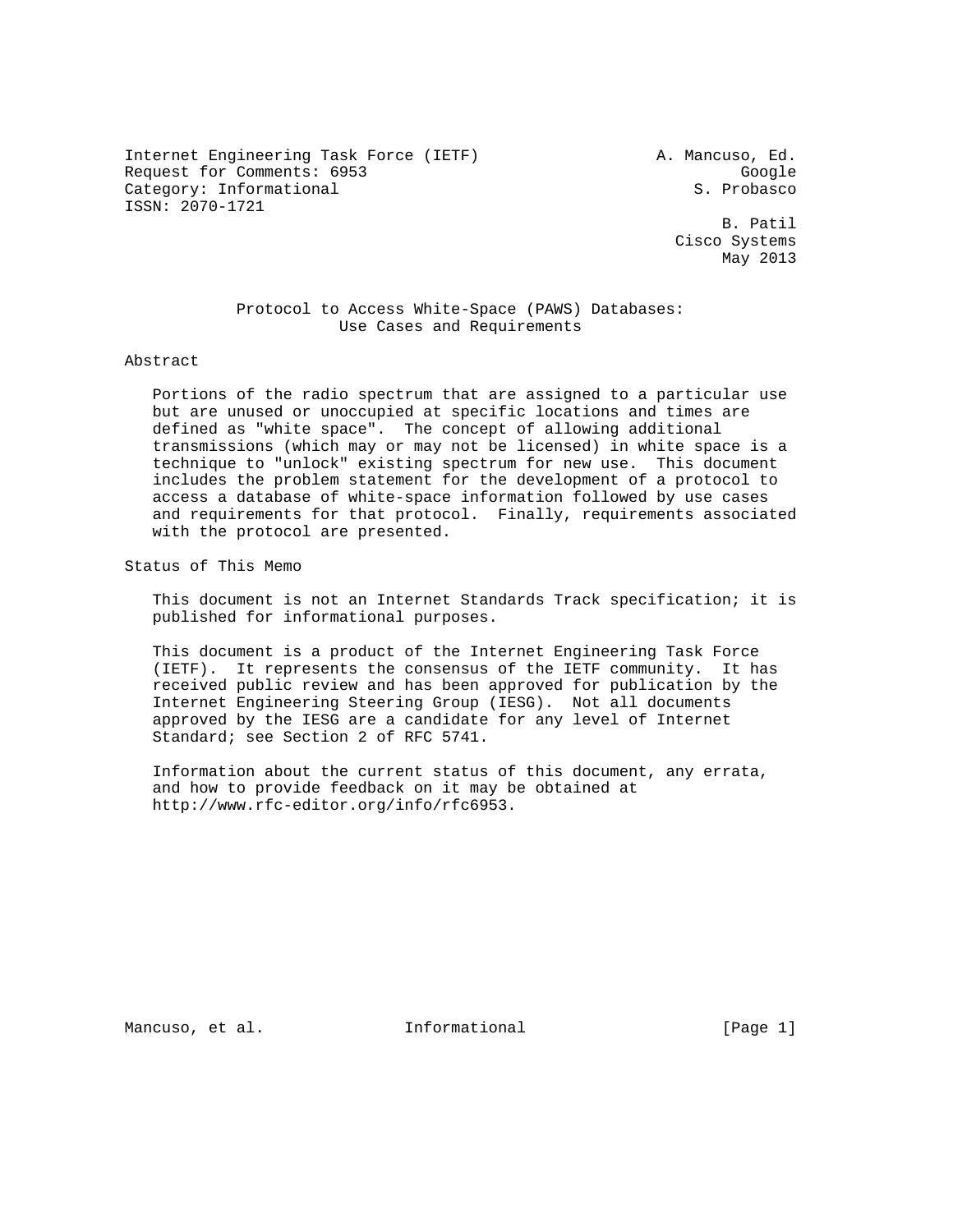Internet Engineering Task Force (IETF) A. Mancuso, Ed.
Request for Comments: 6953 Google
Category: Informational S. Probasco
ISSN: 2070-1721

B. Patil
Cisco Systems
May 2013

# Protocol to Access White-Space (PAWS) Databases: Use Cases and Requirements

## Abstract

Portions of the radio spectrum that are assigned to a particular use but are unused or unoccupied at specific locations and times are defined as "white space". The concept of allowing additional transmissions (which may or may not be licensed) in white space is a technique to "unlock" existing spectrum for new use. This document includes the problem statement for the development of a protocol to access a database of white-space information followed by use cases and requirements for that protocol. Finally, requirements associated with the protocol are presented.

## Status of This Memo

This document is not an Internet Standards Track specification; it is published for informational purposes.

This document is a product of the Internet Engineering Task Force (IETF). It represents the consensus of the IETF community. It has received public review and has been approved for publication by the Internet Engineering Steering Group (IESG). Not all documents approved by the IESG are a candidate for any level of Internet Standard; see Section 2 of RFC 5741.

Information about the current status of this document, any errata, and how to provide feedback on it may be obtained at http://www.rfc-editor.org/info/rfc6953.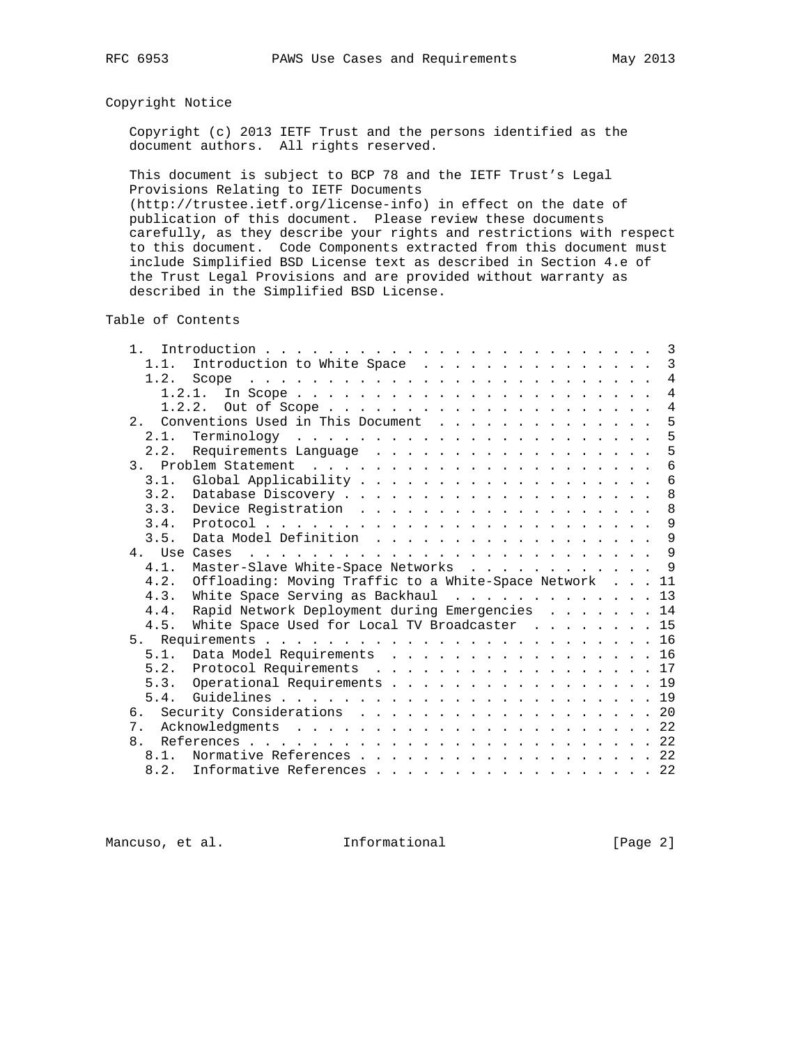## Copyright Notice

Copyright (c) 2013 IETF Trust and the persons identified as the document authors. All rights reserved.

This document is subject to BCP 78 and the IETF Trust's Legal Provisions Relating to IETF Documents (http://trustee.ietf.org/license-info) in effect on the date of publication of this document. Please review these documents carefully, as they describe your rights and restrictions with respect to this document. Code Components extracted from this document must include Simplified BSD License text as described in Section 4.e of the Trust Legal Provisions and are provided without warranty as described in the Simplified BSD License.

## Table of Contents

```
   1.  Introduction . . . . . . . . . . . . . . . . . . . . . . . . .  3
     1.1.  Introduction to White Space  . . . . . . . . . . . . . . .  3
     1.2.  Scope  . . . . . . . . . . . . . . . . . . . . . . . . . .  4
       1.2.1.  In Scope . . . . . . . . . . . . . . . . . . . . . . .  4
       1.2.2.  Out of Scope . . . . . . . . . . . . . . . . . . . . .  4
   2.  Conventions Used in This Document  . . . . . . . . . . . . . .  5
     2.1.  Terminology  . . . . . . . . . . . . . . . . . . . . . . .  5
     2.2.  Requirements Language  . . . . . . . . . . . . . . . . . .  5
   3.  Problem Statement  . . . . . . . . . . . . . . . . . . . . . .  6
     3.1.  Global Applicability . . . . . . . . . . . . . . . . . . .  6
     3.2.  Database Discovery . . . . . . . . . . . . . . . . . . . .  8
     3.3.  Device Registration  . . . . . . . . . . . . . . . . . . .  8
     3.4.  Protocol . . . . . . . . . . . . . . . . . . . . . . . . .  9
     3.5.  Data Model Definition  . . . . . . . . . . . . . . . . . .  9
   4.  Use Cases  . . . . . . . . . . . . . . . . . . . . . . . . . .  9
     4.1.  Master-Slave White-Space Networks  . . . . . . . . . . . .  9
     4.2.  Offloading: Moving Traffic to a White-Space Network  . . . 11
     4.3.  White Space Serving as Backhaul  . . . . . . . . . . . . . 13
     4.4.  Rapid Network Deployment during Emergencies  . . . . . . . 14
     4.5.  White Space Used for Local TV Broadcaster  . . . . . . . . 15
   5.  Requirements . . . . . . . . . . . . . . . . . . . . . . . . . 16
     5.1.  Data Model Requirements  . . . . . . . . . . . . . . . . . 16
     5.2.  Protocol Requirements  . . . . . . . . . . . . . . . . . . 17
     5.3.  Operational Requirements . . . . . . . . . . . . . . . . . 19
     5.4.  Guidelines . . . . . . . . . . . . . . . . . . . . . . . . 19
   6.  Security Considerations  . . . . . . . . . . . . . . . . . . . 20
   7.  Acknowledgments  . . . . . . . . . . . . . . . . . . . . . . . 22
   8.  References . . . . . . . . . . . . . . . . . . . . . . . . . . 22
     8.1.  Normative References . . . . . . . . . . . . . . . . . . . 22
     8.2.  Informative References . . . . . . . . . . . . . . . . . . 22
```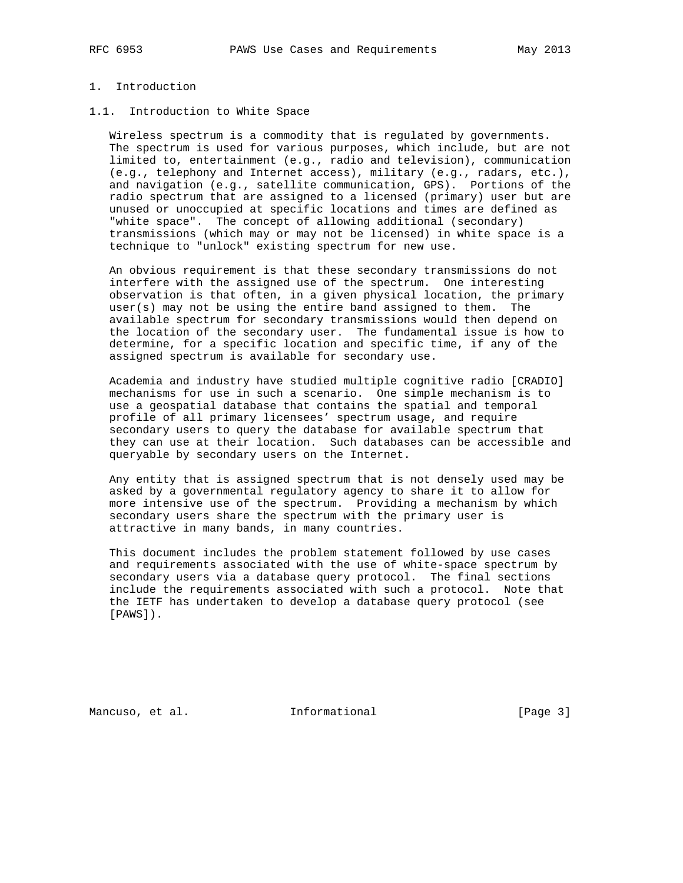# 1. Introduction

## 1.1. Introduction to White Space

Wireless spectrum is a commodity that is regulated by governments. The spectrum is used for various purposes, which include, but are not limited to, entertainment (e.g., radio and television), communication (e.g., telephony and Internet access), military (e.g., radars, etc.), and navigation (e.g., satellite communication, GPS). Portions of the radio spectrum that are assigned to a licensed (primary) user but are unused or unoccupied at specific locations and times are defined as "white space". The concept of allowing additional (secondary) transmissions (which may or may not be licensed) in white space is a technique to "unlock" existing spectrum for new use.

An obvious requirement is that these secondary transmissions do not interfere with the assigned use of the spectrum. One interesting observation is that often, in a given physical location, the primary user(s) may not be using the entire band assigned to them. The available spectrum for secondary transmissions would then depend on the location of the secondary user. The fundamental issue is how to determine, for a specific location and specific time, if any of the assigned spectrum is available for secondary use.

Academia and industry have studied multiple cognitive radio [CRADIO] mechanisms for use in such a scenario. One simple mechanism is to use a geospatial database that contains the spatial and temporal profile of all primary licensees' spectrum usage, and require secondary users to query the database for available spectrum that they can use at their location. Such databases can be accessible and queryable by secondary users on the Internet.

Any entity that is assigned spectrum that is not densely used may be asked by a governmental regulatory agency to share it to allow for more intensive use of the spectrum. Providing a mechanism by which secondary users share the spectrum with the primary user is attractive in many bands, in many countries.

This document includes the problem statement followed by use cases and requirements associated with the use of white-space spectrum by secondary users via a database query protocol. The final sections include the requirements associated with such a protocol. Note that the IETF has undertaken to develop a database query protocol (see [PAWS]).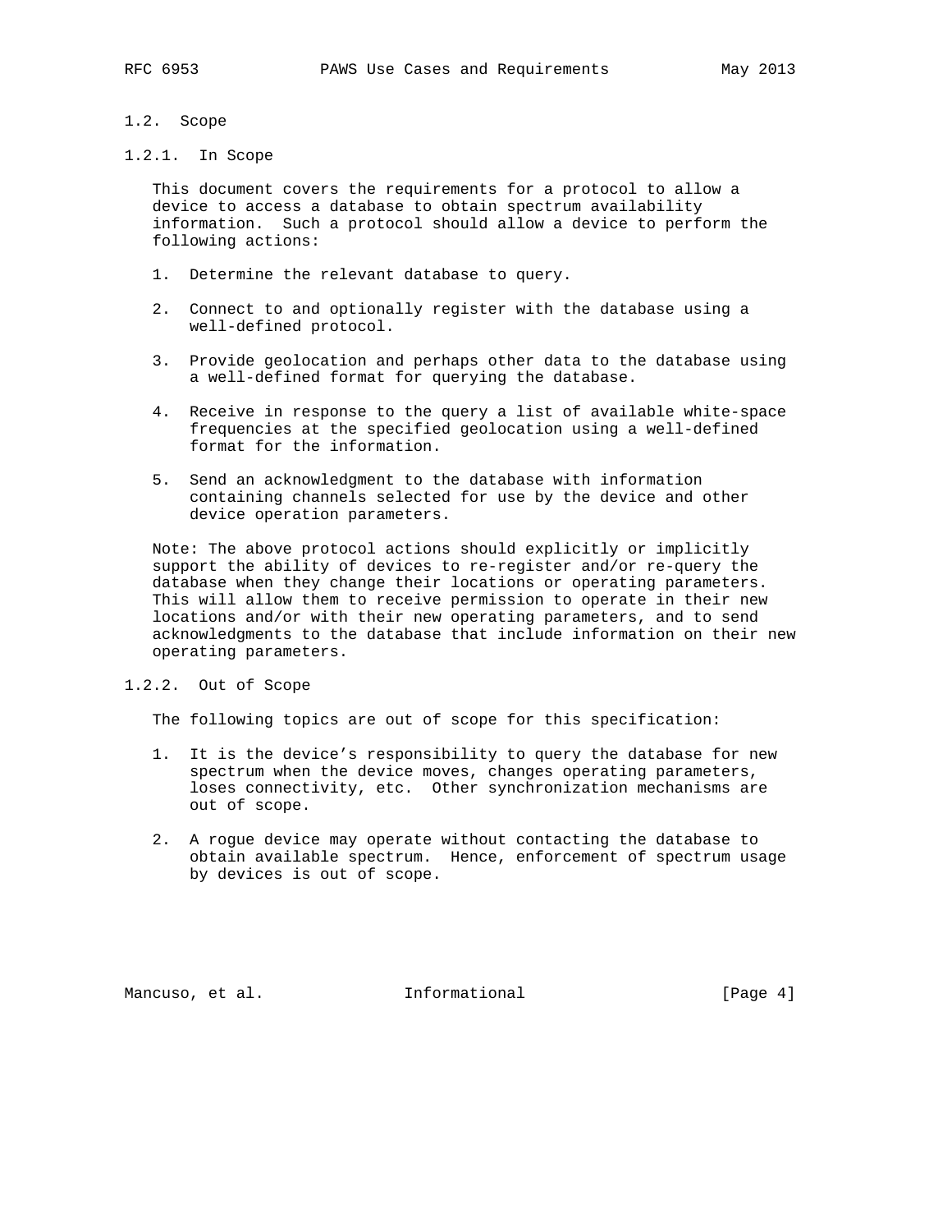### 1.2. Scope

#### 1.2.1. In Scope

This document covers the requirements for a protocol to allow a device to access a database to obtain spectrum availability information. Such a protocol should allow a device to perform the following actions:

1. Determine the relevant database to query.
2. Connect to and optionally register with the database using a well-defined protocol.
3. Provide geolocation and perhaps other data to the database using a well-defined format for querying the database.
4. Receive in response to the query a list of available white-space frequencies at the specified geolocation using a well-defined format for the information.
5. Send an acknowledgment to the database with information containing channels selected for use by the device and other device operation parameters.

Note: The above protocol actions should explicitly or implicitly support the ability of devices to re-register and/or re-query the database when they change their locations or operating parameters. This will allow them to receive permission to operate in their new locations and/or with their new operating parameters, and to send acknowledgments to the database that include information on their new operating parameters.

#### 1.2.2. Out of Scope

The following topics are out of scope for this specification:

1. It is the device's responsibility to query the database for new spectrum when the device moves, changes operating parameters, loses connectivity, etc. Other synchronization mechanisms are out of scope.
2. A rogue device may operate without contacting the database to obtain available spectrum. Hence, enforcement of spectrum usage by devices is out of scope.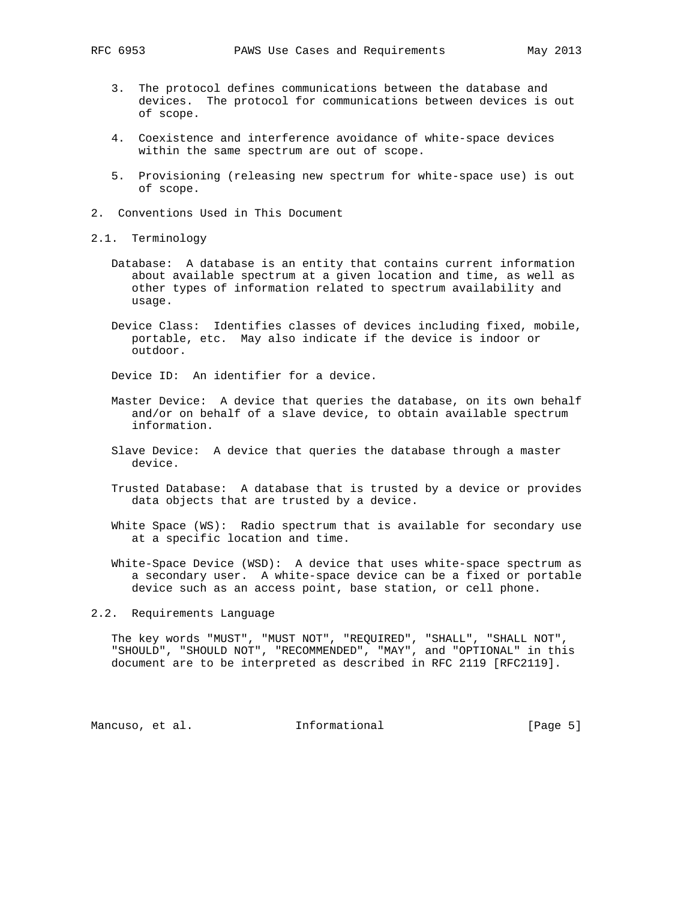3. The protocol defines communications between the database and devices. The protocol for communications between devices is out of scope.

4. Coexistence and interference avoidance of white-space devices within the same spectrum are out of scope.

5. Provisioning (releasing new spectrum for white-space use) is out of scope.

## 2. Conventions Used in This Document

### 2.1. Terminology

Database: A database is an entity that contains current information about available spectrum at a given location and time, as well as other types of information related to spectrum availability and usage.

Device Class: Identifies classes of devices including fixed, mobile, portable, etc. May also indicate if the device is indoor or outdoor.

Device ID: An identifier for a device.

Master Device: A device that queries the database, on its own behalf and/or on behalf of a slave device, to obtain available spectrum information.

Slave Device: A device that queries the database through a master device.

Trusted Database: A database that is trusted by a device or provides data objects that are trusted by a device.

White Space (WS): Radio spectrum that is available for secondary use at a specific location and time.

White-Space Device (WSD): A device that uses white-space spectrum as a secondary user. A white-space device can be a fixed or portable device such as an access point, base station, or cell phone.

### 2.2. Requirements Language

The key words "MUST", "MUST NOT", "REQUIRED", "SHALL", "SHALL NOT", "SHOULD", "SHOULD NOT", "RECOMMENDED", "MAY", and "OPTIONAL" in this document are to be interpreted as described in RFC 2119 [RFC2119].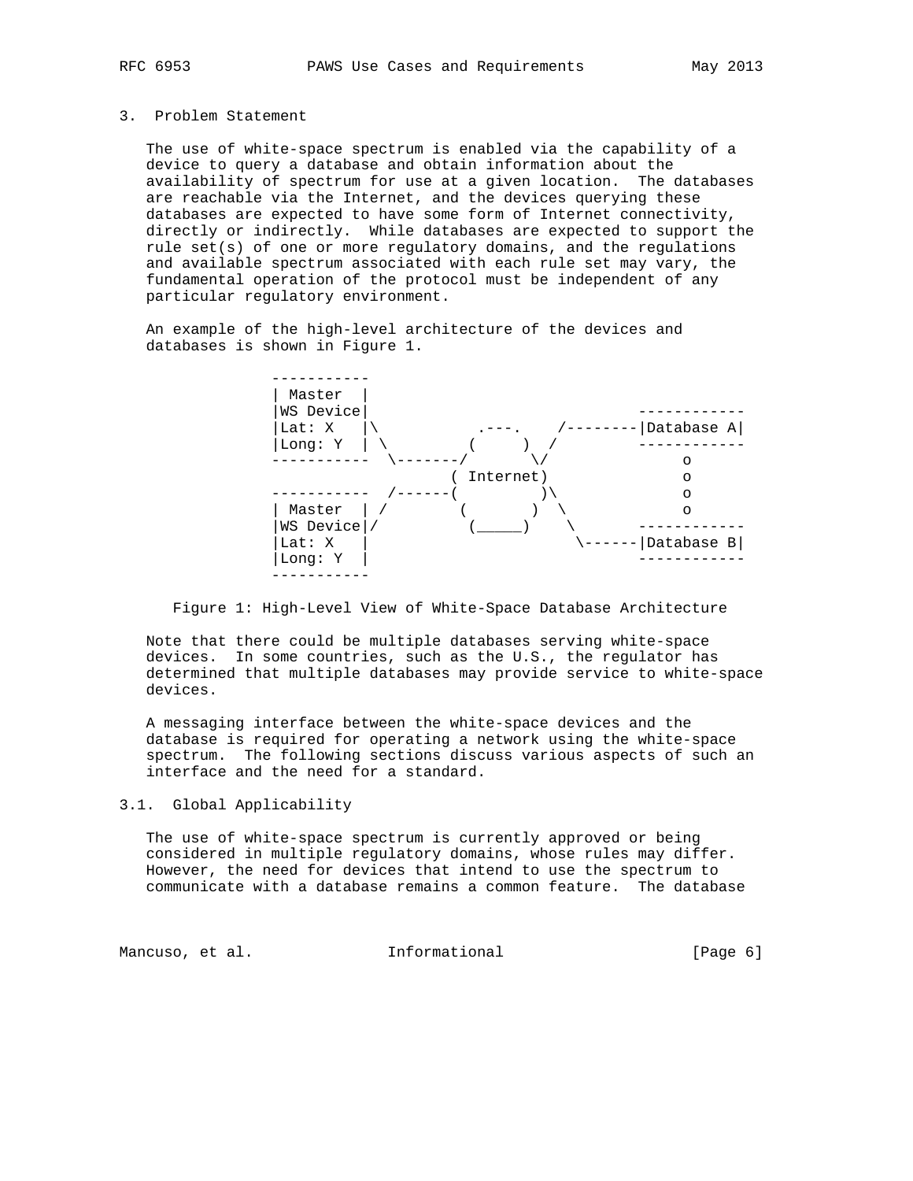## 3. Problem Statement

The use of white-space spectrum is enabled via the capability of a device to query a database and obtain information about the availability of spectrum for use at a given location. The databases are reachable via the Internet, and the devices querying these databases are expected to have some form of Internet connectivity, directly or indirectly. While databases are expected to support the rule set(s) of one or more regulatory domains, and the regulations and available spectrum associated with each rule set may vary, the fundamental operation of the protocol must be independent of any particular regulatory environment.

An example of the high-level architecture of the devices and databases is shown in Figure 1.

```
-----------
| Master  |
|WS Device|                               ------------
|Lat: X   |\          .---.    /--------|Database A|
|Long: Y  | \        (     )  /         ------------
-----------  \-------/       \/               o
                   ( Internet)                o
-----------  /------(         )\              o
| Master  | /       (        )  \             o
|WS Device|/         (_____)    \       ------------
|Lat: X   |                      \------|Database B|
|Long: Y  |                             ------------
-----------
```

Figure 1: High-Level View of White-Space Database Architecture

Note that there could be multiple databases serving white-space devices. In some countries, such as the U.S., the regulator has determined that multiple databases may provide service to white-space devices.

A messaging interface between the white-space devices and the database is required for operating a network using the white-space spectrum. The following sections discuss various aspects of such an interface and the need for a standard.

### 3.1. Global Applicability

The use of white-space spectrum is currently approved or being considered in multiple regulatory domains, whose rules may differ. However, the need for devices that intend to use the spectrum to communicate with a database remains a common feature. The database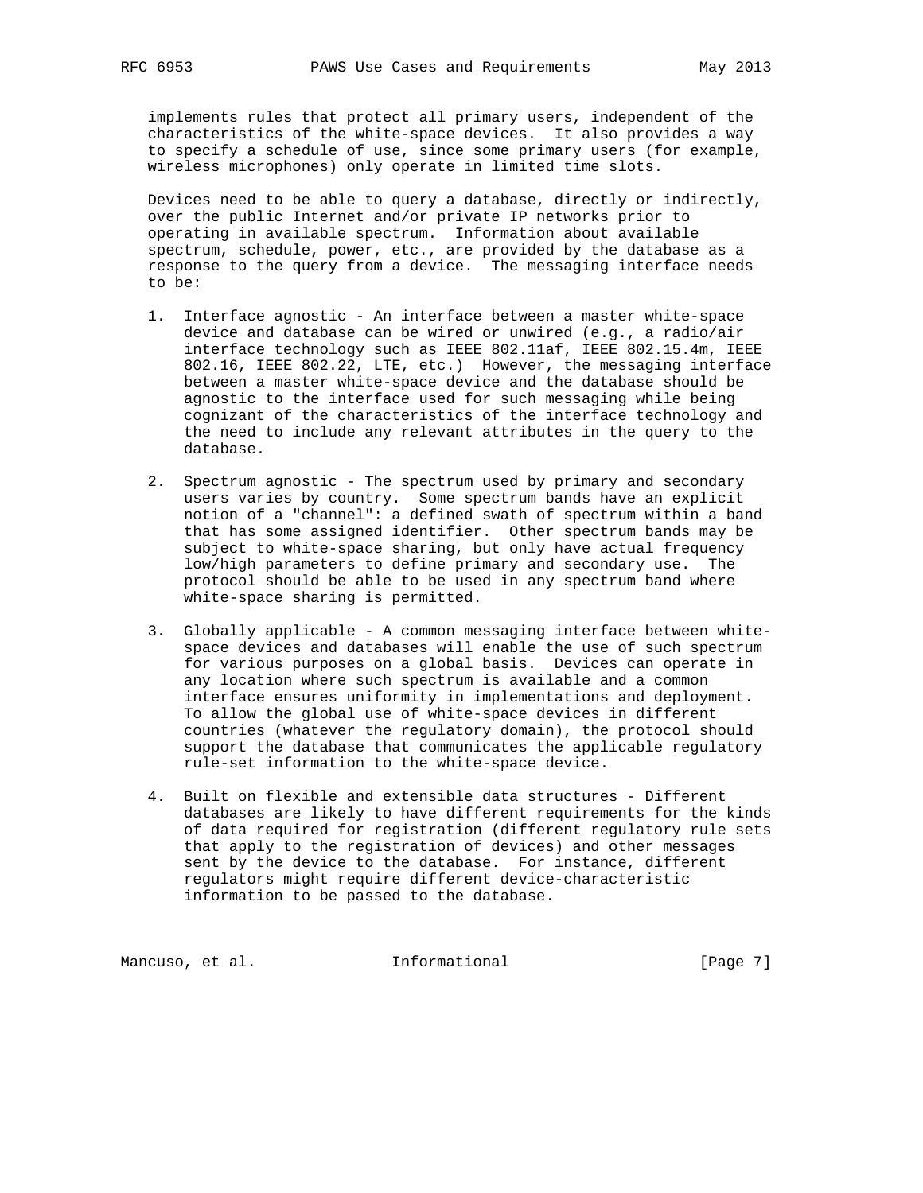implements rules that protect all primary users, independent of the characteristics of the white-space devices. It also provides a way to specify a schedule of use, since some primary users (for example, wireless microphones) only operate in limited time slots.

Devices need to be able to query a database, directly or indirectly, over the public Internet and/or private IP networks prior to operating in available spectrum. Information about available spectrum, schedule, power, etc., are provided by the database as a response to the query from a device. The messaging interface needs to be:

1. Interface agnostic - An interface between a master white-space device and database can be wired or unwired (e.g., a radio/air interface technology such as IEEE 802.11af, IEEE 802.15.4m, IEEE 802.16, IEEE 802.22, LTE, etc.) However, the messaging interface between a master white-space device and the database should be agnostic to the interface used for such messaging while being cognizant of the characteristics of the interface technology and the need to include any relevant attributes in the query to the database.

2. Spectrum agnostic - The spectrum used by primary and secondary users varies by country. Some spectrum bands have an explicit notion of a "channel": a defined swath of spectrum within a band that has some assigned identifier. Other spectrum bands may be subject to white-space sharing, but only have actual frequency low/high parameters to define primary and secondary use. The protocol should be able to be used in any spectrum band where white-space sharing is permitted.

3. Globally applicable - A common messaging interface between white-space devices and databases will enable the use of such spectrum for various purposes on a global basis. Devices can operate in any location where such spectrum is available and a common interface ensures uniformity in implementations and deployment. To allow the global use of white-space devices in different countries (whatever the regulatory domain), the protocol should support the database that communicates the applicable regulatory rule-set information to the white-space device.

4. Built on flexible and extensible data structures - Different databases are likely to have different requirements for the kinds of data required for registration (different regulatory rule sets that apply to the registration of devices) and other messages sent by the device to the database. For instance, different regulators might require different device-characteristic information to be passed to the database.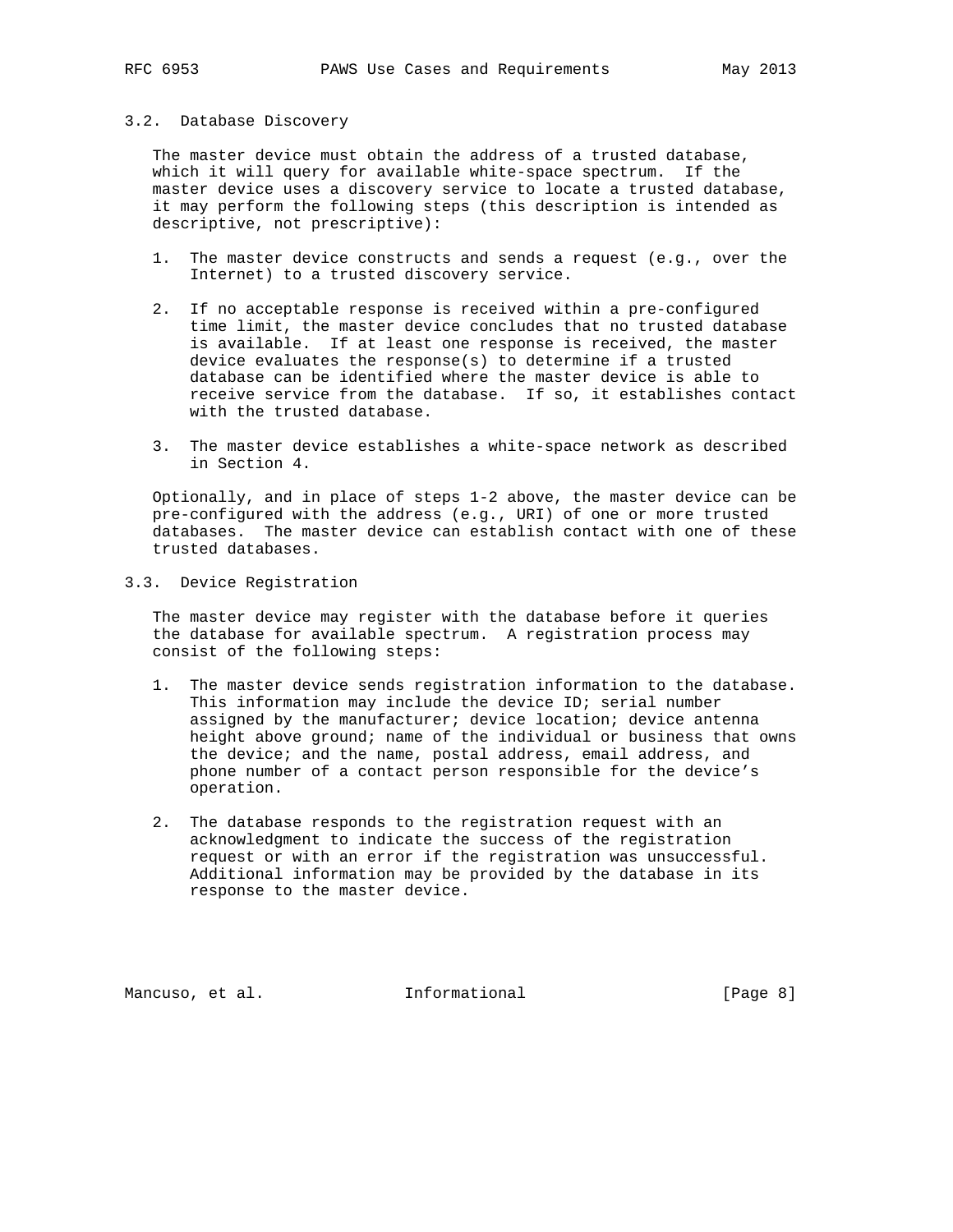### 3.2. Database Discovery

The master device must obtain the address of a trusted database, which it will query for available white-space spectrum. If the master device uses a discovery service to locate a trusted database, it may perform the following steps (this description is intended as descriptive, not prescriptive):

1. The master device constructs and sends a request (e.g., over the Internet) to a trusted discovery service.

2. If no acceptable response is received within a pre-configured time limit, the master device concludes that no trusted database is available. If at least one response is received, the master device evaluates the response(s) to determine if a trusted database can be identified where the master device is able to receive service from the database. If so, it establishes contact with the trusted database.

3. The master device establishes a white-space network as described in Section 4.

Optionally, and in place of steps 1-2 above, the master device can be pre-configured with the address (e.g., URI) of one or more trusted databases. The master device can establish contact with one of these trusted databases.

### 3.3. Device Registration

The master device may register with the database before it queries the database for available spectrum. A registration process may consist of the following steps:

1. The master device sends registration information to the database. This information may include the device ID; serial number assigned by the manufacturer; device location; device antenna height above ground; name of the individual or business that owns the device; and the name, postal address, email address, and phone number of a contact person responsible for the device's operation.

2. The database responds to the registration request with an acknowledgment to indicate the success of the registration request or with an error if the registration was unsuccessful. Additional information may be provided by the database in its response to the master device.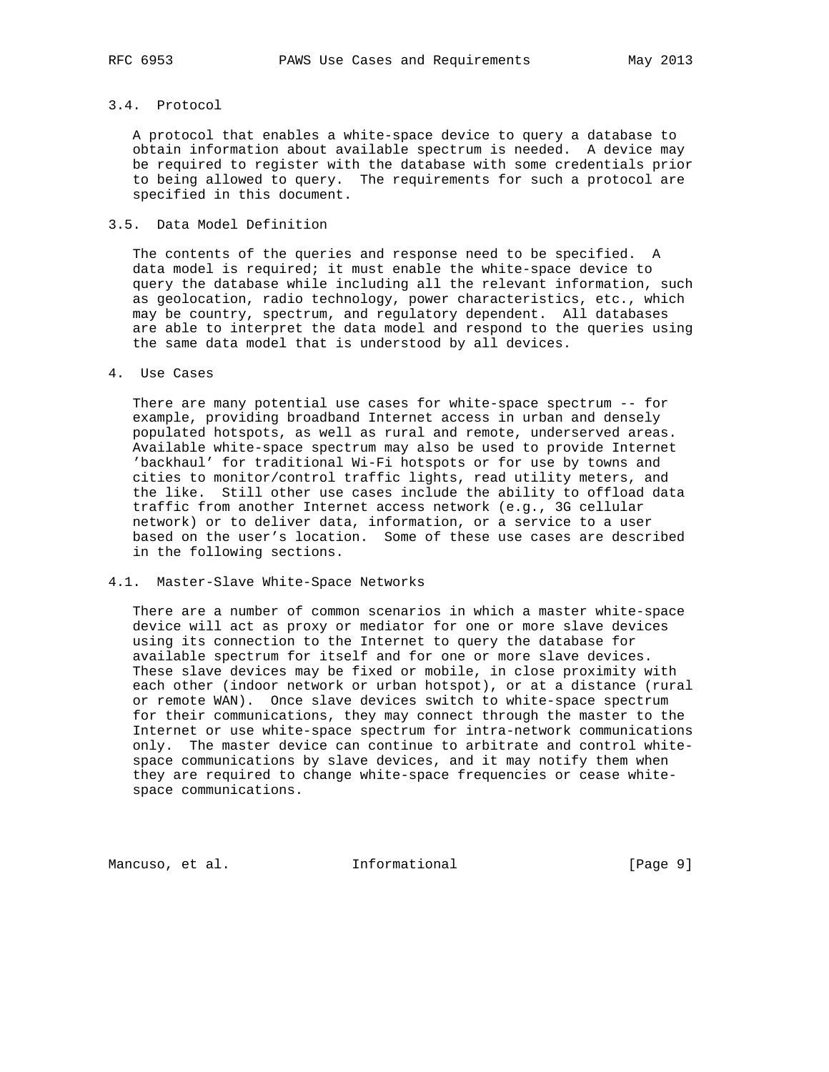### 3.4. Protocol

A protocol that enables a white-space device to query a database to obtain information about available spectrum is needed. A device may be required to register with the database with some credentials prior to being allowed to query. The requirements for such a protocol are specified in this document.

### 3.5. Data Model Definition

The contents of the queries and response need to be specified. A data model is required; it must enable the white-space device to query the database while including all the relevant information, such as geolocation, radio technology, power characteristics, etc., which may be country, spectrum, and regulatory dependent. All databases are able to interpret the data model and respond to the queries using the same data model that is understood by all devices.

## 4. Use Cases

There are many potential use cases for white-space spectrum -- for example, providing broadband Internet access in urban and densely populated hotspots, as well as rural and remote, underserved areas. Available white-space spectrum may also be used to provide Internet 'backhaul' for traditional Wi-Fi hotspots or for use by towns and cities to monitor/control traffic lights, read utility meters, and the like. Still other use cases include the ability to offload data traffic from another Internet access network (e.g., 3G cellular network) or to deliver data, information, or a service to a user based on the user's location. Some of these use cases are described in the following sections.

### 4.1. Master-Slave White-Space Networks

There are a number of common scenarios in which a master white-space device will act as proxy or mediator for one or more slave devices using its connection to the Internet to query the database for available spectrum for itself and for one or more slave devices. These slave devices may be fixed or mobile, in close proximity with each other (indoor network or urban hotspot), or at a distance (rural or remote WAN). Once slave devices switch to white-space spectrum for their communications, they may connect through the master to the Internet or use white-space spectrum for intra-network communications only. The master device can continue to arbitrate and control white-space communications by slave devices, and it may notify them when they are required to change white-space frequencies or cease white-space communications.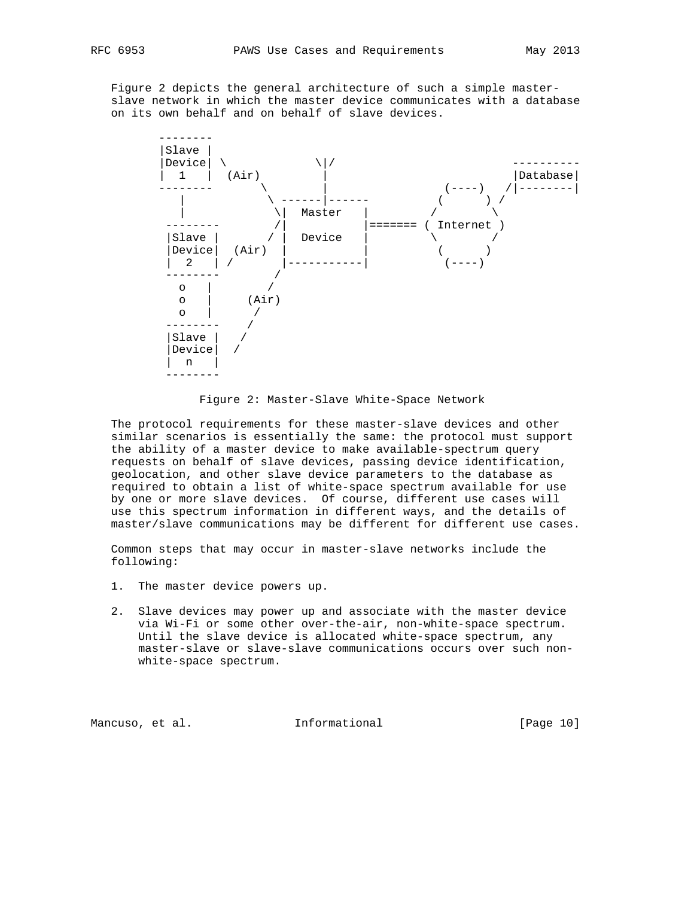Figure 2 depicts the general architecture of such a simple master-slave network in which the master device communicates with a database on its own behalf and on behalf of slave devices.

```
 --------
 |Slave |
 |Device| \           \|/                           ----------
 |  1   |  (Air)        |                           |Database|
 --------       \       |                (----)   /|--------|
    |            \ ------|------         (      ) /
    |             \|  Master   |        /        \
  --------        /|           |======= ( Internet )
  |Slave |       / |  Device   |        \        /
  |Device|  (Air)  |           |         (      )
  |  2   | /       |-----------|          (----)
  --------        /
    o   |        /
    o   |     (Air)
    o   |      /
  --------    /
  |Slave |   /
  |Device|  /
  |  n   |
  --------
```

Figure 2: Master-Slave White-Space Network

The protocol requirements for these master-slave devices and other similar scenarios is essentially the same: the protocol must support the ability of a master device to make available-spectrum query requests on behalf of slave devices, passing device identification, geolocation, and other slave device parameters to the database as required to obtain a list of white-space spectrum available for use by one or more slave devices. Of course, different use cases will use this spectrum information in different ways, and the details of master/slave communications may be different for different use cases.

Common steps that may occur in master-slave networks include the following:

1. The master device powers up.

2. Slave devices may power up and associate with the master device via Wi-Fi or some other over-the-air, non-white-space spectrum. Until the slave device is allocated white-space spectrum, any master-slave or slave-slave communications occurs over such non-white-space spectrum.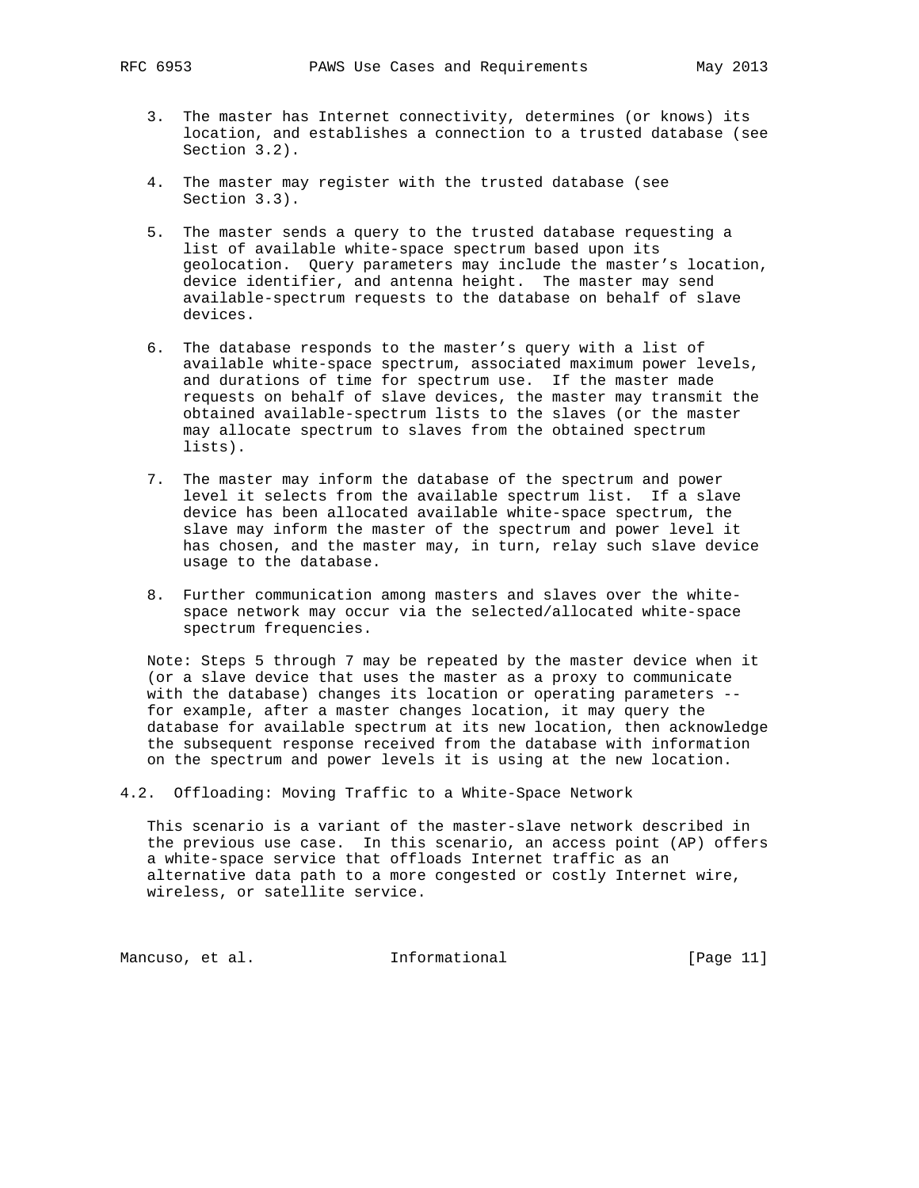3. The master has Internet connectivity, determines (or knows) its location, and establishes a connection to a trusted database (see Section 3.2).

4. The master may register with the trusted database (see Section 3.3).

5. The master sends a query to the trusted database requesting a list of available white-space spectrum based upon its geolocation. Query parameters may include the master's location, device identifier, and antenna height. The master may send available-spectrum requests to the database on behalf of slave devices.

6. The database responds to the master's query with a list of available white-space spectrum, associated maximum power levels, and durations of time for spectrum use. If the master made requests on behalf of slave devices, the master may transmit the obtained available-spectrum lists to the slaves (or the master may allocate spectrum to slaves from the obtained spectrum lists).

7. The master may inform the database of the spectrum and power level it selects from the available spectrum list. If a slave device has been allocated available white-space spectrum, the slave may inform the master of the spectrum and power level it has chosen, and the master may, in turn, relay such slave device usage to the database.

8. Further communication among masters and slaves over the white-space network may occur via the selected/allocated white-space spectrum frequencies.

Note: Steps 5 through 7 may be repeated by the master device when it (or a slave device that uses the master as a proxy to communicate with the database) changes its location or operating parameters -- for example, after a master changes location, it may query the database for available spectrum at its new location, then acknowledge the subsequent response received from the database with information on the spectrum and power levels it is using at the new location.

### 4.2. Offloading: Moving Traffic to a White-Space Network

This scenario is a variant of the master-slave network described in the previous use case. In this scenario, an access point (AP) offers a white-space service that offloads Internet traffic as an alternative data path to a more congested or costly Internet wire, wireless, or satellite service.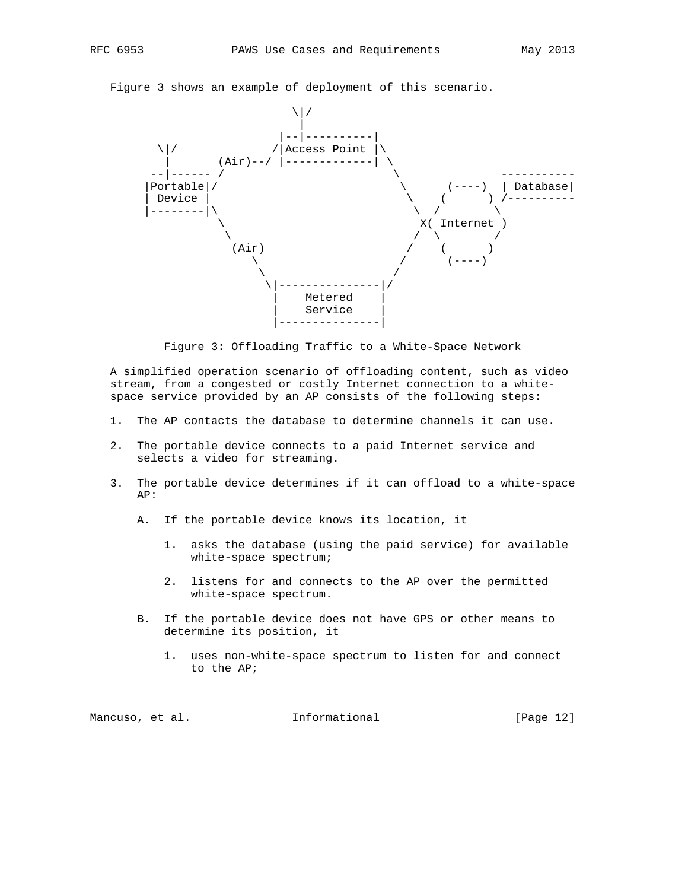Figure 3 shows an example of deployment of this scenario.

```
                         \|/
                          |
                       |--|----------|
       \|/            /|Access Point |\
        |       (Air)--/ |-------------| \
      --|------ /                         \               -----------
     |Portable|/                           \      (----)  | Database|
     | Device |                             \    (      ) /----------
     |--------|\                             \  /        \
               \                              X( Internet )
                \                            /  \        /
                 (Air)                      /    (      )
                    \                      /      (----)
                     \                    /
                      \|---------------|/
                       |    Metered    |
                       |    Service    |
                       |---------------|
```

Figure 3: Offloading Traffic to a White-Space Network

A simplified operation scenario of offloading content, such as video stream, from a congested or costly Internet connection to a white-space service provided by an AP consists of the following steps:

1. The AP contacts the database to determine channels it can use.

2. The portable device connects to a paid Internet service and selects a video for streaming.

3. The portable device determines if it can offload to a white-space AP:

   A. If the portable device knows its location, it

      1. asks the database (using the paid service) for available white-space spectrum;

      2. listens for and connects to the AP over the permitted white-space spectrum.

   B. If the portable device does not have GPS or other means to determine its position, it

      1. uses non-white-space spectrum to listen for and connect to the AP;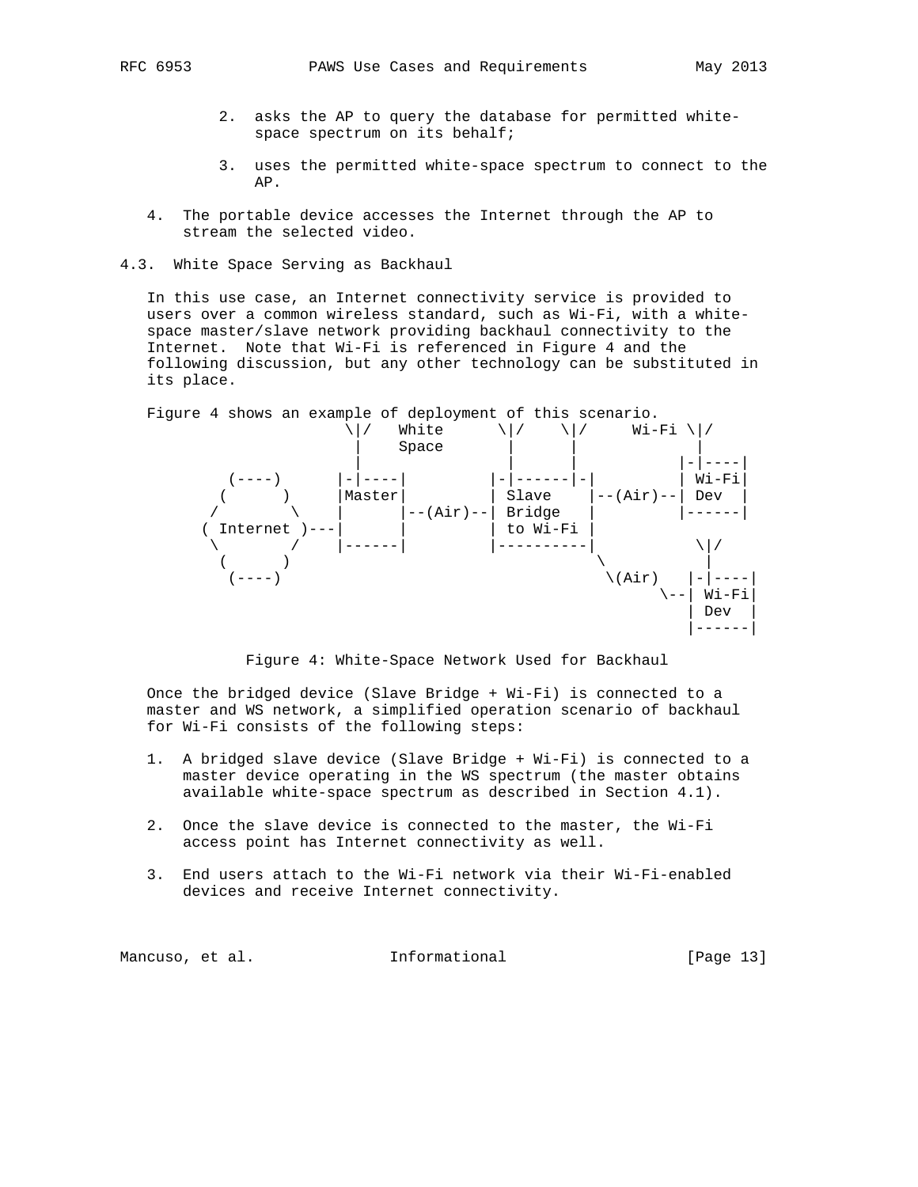2. asks the AP to query the database for permitted white-space spectrum on its behalf;

3. uses the permitted white-space spectrum to connect to the AP.

4. The portable device accesses the Internet through the AP to stream the selected video.

### 4.3. White Space Serving as Backhaul

In this use case, an Internet connectivity service is provided to users over a common wireless standard, such as Wi-Fi, with a white-space master/slave network providing backhaul connectivity to the Internet. Note that Wi-Fi is referenced in Figure 4 and the following discussion, but any other technology can be substituted in its place.

Figure 4 shows an example of deployment of this scenario.

```
                    \|/   White      \|/    \|/     Wi-Fi \|/
                     |    Space       |      |             |
                     |                |      |           |-|----|
      (----)       |-|----|         |-|------|-|         | Wi-Fi|
     (      )      |Master|         | Slave    |--(Air)--| Dev  |
    /        \     |      |--(Air)--| Bridge   |         |------|
   ( Internet )---|      |         | to Wi-Fi |
    \        /     |------|         |----------|           \|/
     (      )                                   \           |
      (----)                                     \(Air)   |-|----|
                                                       \--| Wi-Fi|
                                                          | Dev  |
                                                          |------|
```

Figure 4: White-Space Network Used for Backhaul

Once the bridged device (Slave Bridge + Wi-Fi) is connected to a master and WS network, a simplified operation scenario of backhaul for Wi-Fi consists of the following steps:

1. A bridged slave device (Slave Bridge + Wi-Fi) is connected to a master device operating in the WS spectrum (the master obtains available white-space spectrum as described in Section 4.1).

2. Once the slave device is connected to the master, the Wi-Fi access point has Internet connectivity as well.

3. End users attach to the Wi-Fi network via their Wi-Fi-enabled devices and receive Internet connectivity.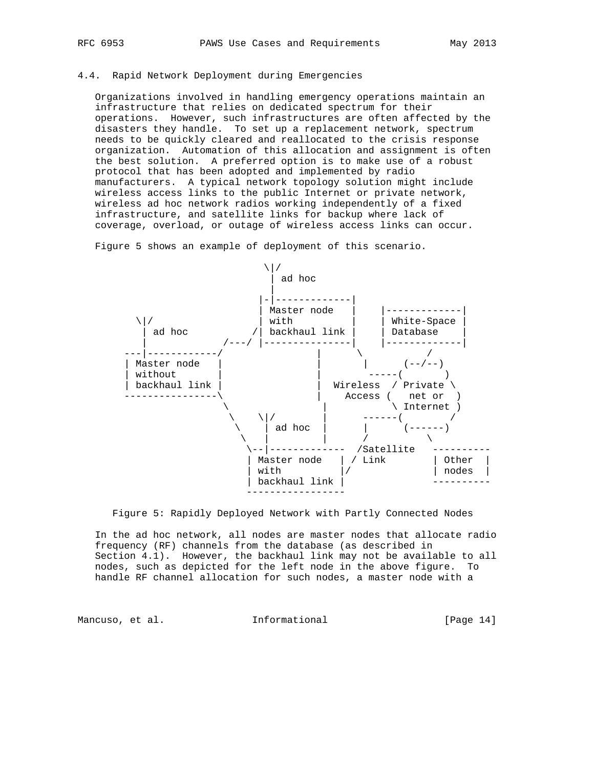### 4.4. Rapid Network Deployment during Emergencies

Organizations involved in handling emergency operations maintain an infrastructure that relies on dedicated spectrum for their operations. However, such infrastructures are often affected by the disasters they handle. To set up a replacement network, spectrum needs to be quickly cleared and reallocated to the crisis response organization. Automation of this allocation and assignment is often the best solution. A preferred option is to make use of a robust protocol that has been adopted and implemented by radio manufacturers. A typical network topology solution might include wireless access links to the public Internet or private network, wireless ad hoc network radios working independently of a fixed infrastructure, and satellite links for backup where lack of coverage, overload, or outage of wireless access links can occur.

Figure 5 shows an example of deployment of this scenario.

```
                          \|/
                           | ad hoc
                           |
                          |-|-------------|
                          | Master node   |    |-------------|
       \|/                | with          |    | White-Space |
        | ad hoc         /| backhaul link |    | Database    |
        |            /---/ |---------------|    |-------------|
     ---|------------/             |       \          /
     | Master node   |             |        |     (--/--)
     | without       |             |         -----(       )
     | backhaul link |             |  Wireless  / Private \
     ----------------\             |    Access (   net or  )
                      \            |            \ Internet )
                       \    \|/    |      ------(        /
                        \    | ad hoc  |      |      (------)
                         \   |         |      /          \
                          \--|-------------  /Satellite   ----------
                          | Master node   | / Link        | Other  |
                          | with          |/              | nodes  |
                          | backhaul link |               ----------
                          -----------------
```

Figure 5: Rapidly Deployed Network with Partly Connected Nodes

In the ad hoc network, all nodes are master nodes that allocate radio frequency (RF) channels from the database (as described in Section 4.1). However, the backhaul link may not be available to all nodes, such as depicted for the left node in the above figure. To handle RF channel allocation for such nodes, a master node with a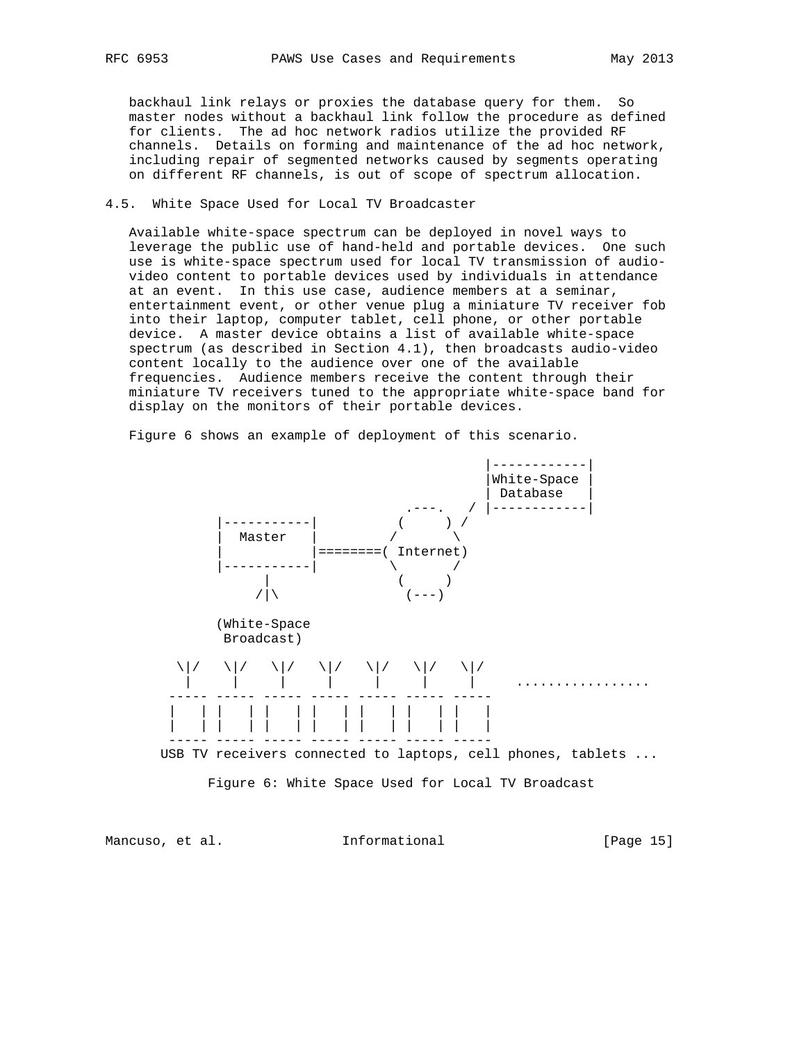backhaul link relays or proxies the database query for them. So master nodes without a backhaul link follow the procedure as defined for clients. The ad hoc network radios utilize the provided RF channels. Details on forming and maintenance of the ad hoc network, including repair of segmented networks caused by segments operating on different RF channels, is out of scope of spectrum allocation.

### 4.5. White Space Used for Local TV Broadcaster

Available white-space spectrum can be deployed in novel ways to leverage the public use of hand-held and portable devices. One such use is white-space spectrum used for local TV transmission of audio-video content to portable devices used by individuals in attendance at an event. In this use case, audience members at a seminar, entertainment event, or other venue plug a miniature TV receiver fob into their laptop, computer tablet, cell phone, or other portable device. A master device obtains a list of available white-space spectrum (as described in Section 4.1), then broadcasts audio-video content locally to the audience over one of the available frequencies. Audience members receive the content through their miniature TV receivers tuned to the appropriate white-space band for display on the monitors of their portable devices.

Figure 6 shows an example of deployment of this scenario.

```
                                             |------------|
                                             |White-Space |
                                             | Database   |
                                   .---.   / |------------|
          |-----------|           (     ) /
          |  Master   |          /       \
          |           |========( Internet)
          |-----------|          \       /
               |                  (     )
              /|\                  (---)

          (White-Space
           Broadcast)

      \|/   \|/   \|/   \|/   \|/   \|/   \|/
       |     |     |     |     |     |     |     .................
     ----- ----- ----- ----- ----- ----- -----
     |   | |   | |   | |   | |   | |   | |   |
     |   | |   | |   | |   | |   | |   | |   |
     ----- ----- ----- ----- ----- ----- -----
    USB TV receivers connected to laptops, cell phones, tablets ...
```

Figure 6: White Space Used for Local TV Broadcast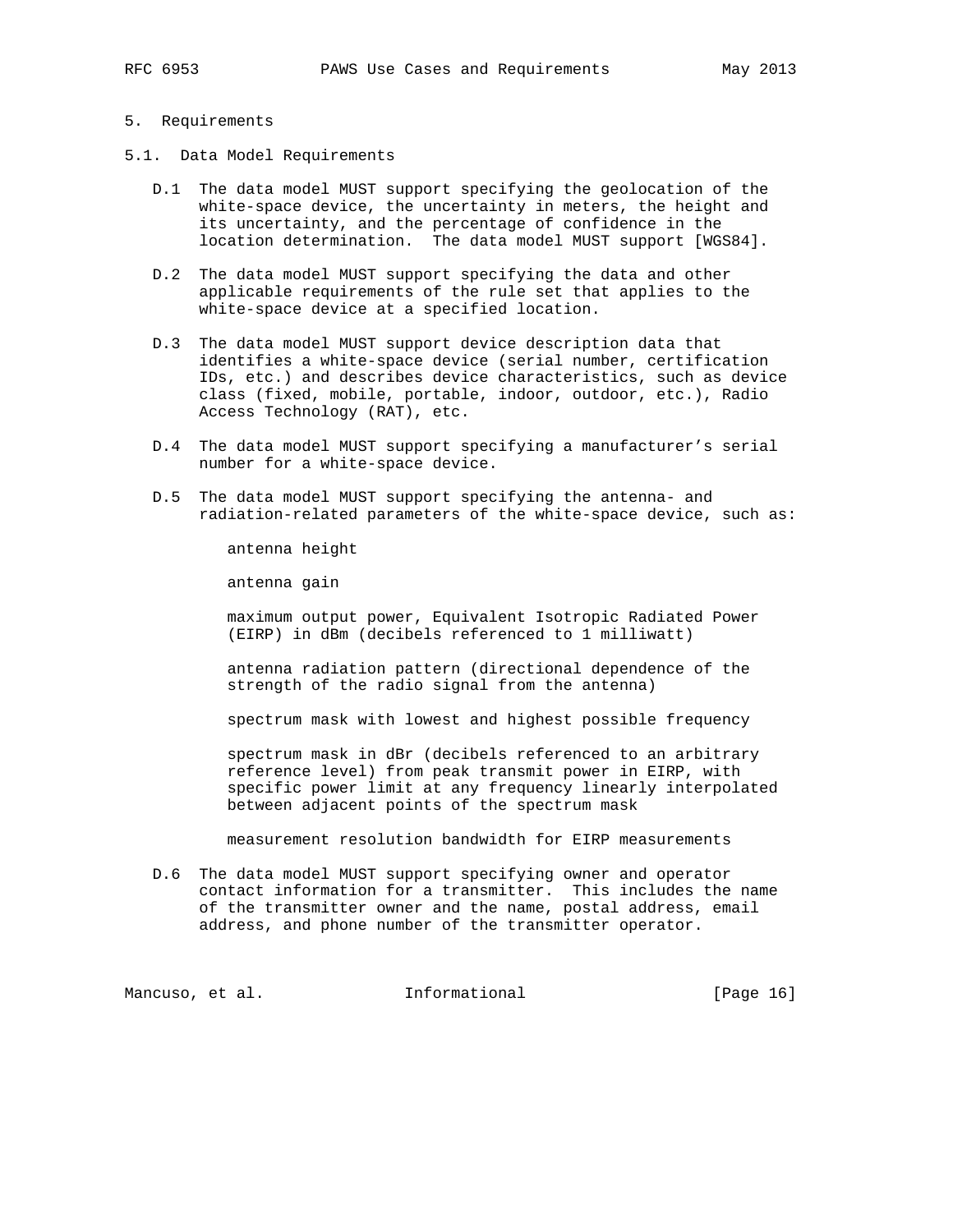## 5. Requirements

### 5.1. Data Model Requirements

- D.1 The data model MUST support specifying the geolocation of the white-space device, the uncertainty in meters, the height and its uncertainty, and the percentage of confidence in the location determination. The data model MUST support [WGS84].

- D.2 The data model MUST support specifying the data and other applicable requirements of the rule set that applies to the white-space device at a specified location.

- D.3 The data model MUST support device description data that identifies a white-space device (serial number, certification IDs, etc.) and describes device characteristics, such as device class (fixed, mobile, portable, indoor, outdoor, etc.), Radio Access Technology (RAT), etc.

- D.4 The data model MUST support specifying a manufacturer's serial number for a white-space device.

- D.5 The data model MUST support specifying the antenna- and radiation-related parameters of the white-space device, such as:

  antenna height

  antenna gain

  maximum output power, Equivalent Isotropic Radiated Power (EIRP) in dBm (decibels referenced to 1 milliwatt)

  antenna radiation pattern (directional dependence of the strength of the radio signal from the antenna)

  spectrum mask with lowest and highest possible frequency

  spectrum mask in dBr (decibels referenced to an arbitrary reference level) from peak transmit power in EIRP, with specific power limit at any frequency linearly interpolated between adjacent points of the spectrum mask

  measurement resolution bandwidth for EIRP measurements

- D.6 The data model MUST support specifying owner and operator contact information for a transmitter. This includes the name of the transmitter owner and the name, postal address, email address, and phone number of the transmitter operator.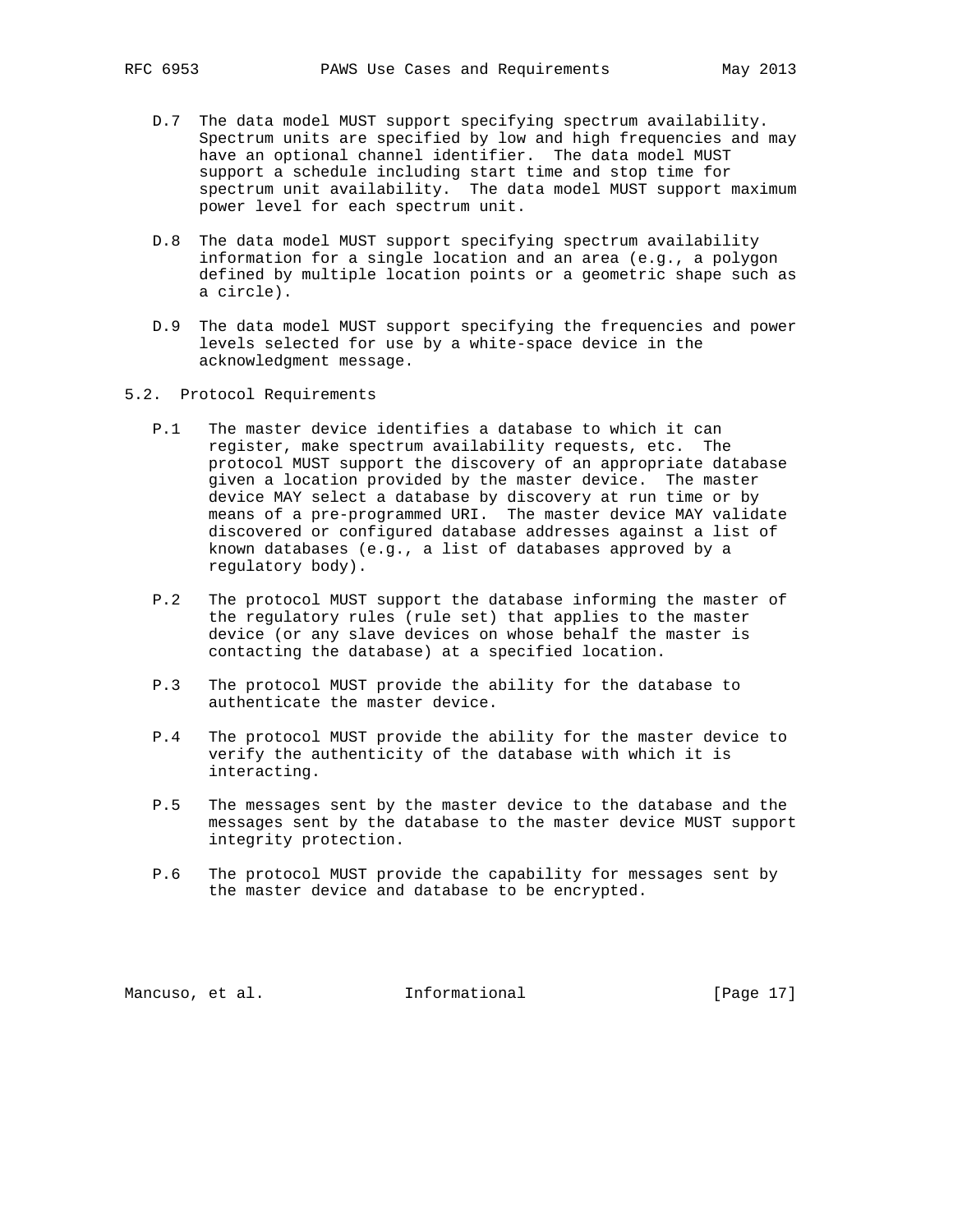D.7 The data model MUST support specifying spectrum availability. Spectrum units are specified by low and high frequencies and may have an optional channel identifier. The data model MUST support a schedule including start time and stop time for spectrum unit availability. The data model MUST support maximum power level for each spectrum unit.

D.8 The data model MUST support specifying spectrum availability information for a single location and an area (e.g., a polygon defined by multiple location points or a geometric shape such as a circle).

D.9 The data model MUST support specifying the frequencies and power levels selected for use by a white-space device in the acknowledgment message.

## 5.2. Protocol Requirements

P.1 The master device identifies a database to which it can register, make spectrum availability requests, etc. The protocol MUST support the discovery of an appropriate database given a location provided by the master device. The master device MAY select a database by discovery at run time or by means of a pre-programmed URI. The master device MAY validate discovered or configured database addresses against a list of known databases (e.g., a list of databases approved by a regulatory body).

P.2 The protocol MUST support the database informing the master of the regulatory rules (rule set) that applies to the master device (or any slave devices on whose behalf the master is contacting the database) at a specified location.

P.3 The protocol MUST provide the ability for the database to authenticate the master device.

P.4 The protocol MUST provide the ability for the master device to verify the authenticity of the database with which it is interacting.

P.5 The messages sent by the master device to the database and the messages sent by the database to the master device MUST support integrity protection.

P.6 The protocol MUST provide the capability for messages sent by the master device and database to be encrypted.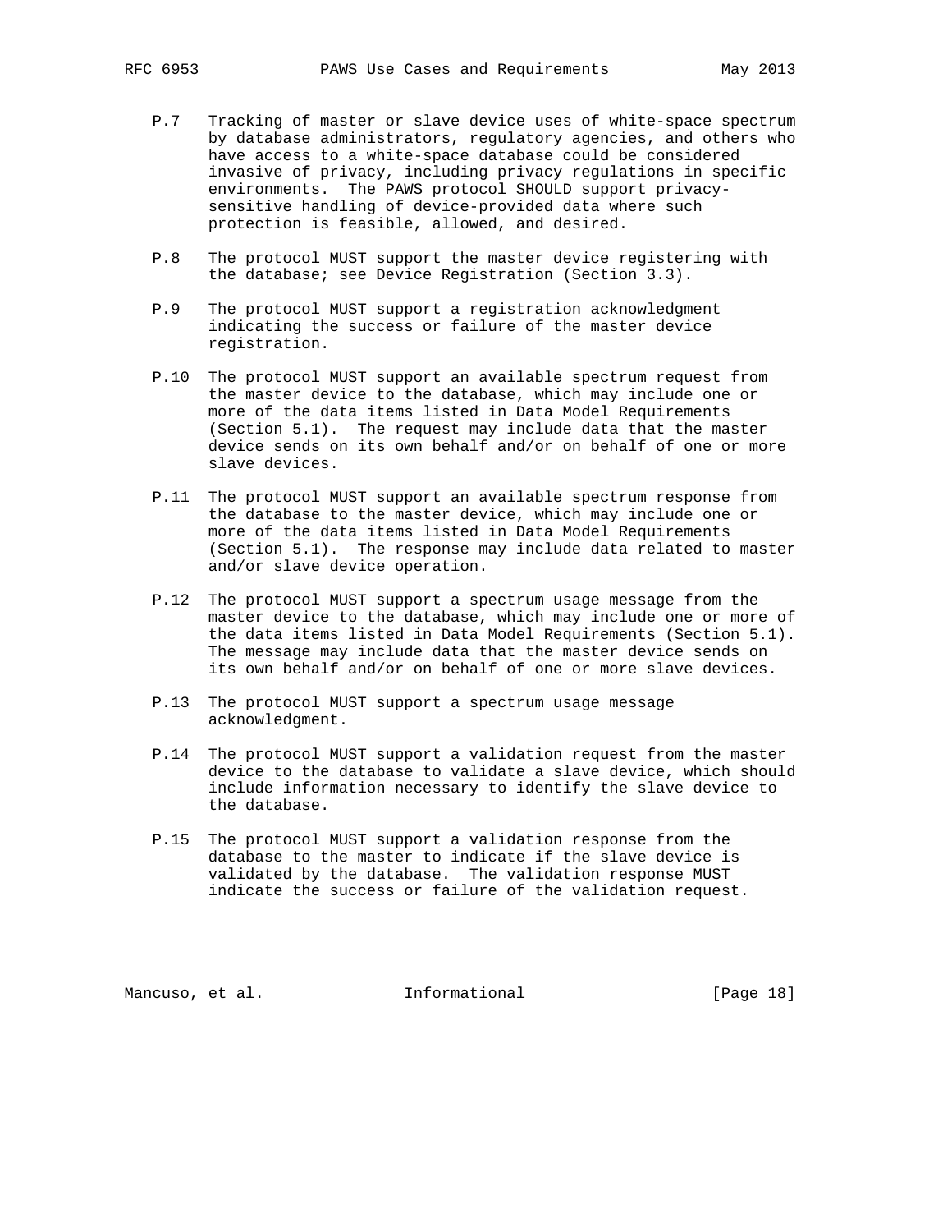P.7 Tracking of master or slave device uses of white-space spectrum by database administrators, regulatory agencies, and others who have access to a white-space database could be considered invasive of privacy, including privacy regulations in specific environments. The PAWS protocol SHOULD support privacy-sensitive handling of device-provided data where such protection is feasible, allowed, and desired.

P.8 The protocol MUST support the master device registering with the database; see Device Registration (Section 3.3).

P.9 The protocol MUST support a registration acknowledgment indicating the success or failure of the master device registration.

P.10 The protocol MUST support an available spectrum request from the master device to the database, which may include one or more of the data items listed in Data Model Requirements (Section 5.1). The request may include data that the master device sends on its own behalf and/or on behalf of one or more slave devices.

P.11 The protocol MUST support an available spectrum response from the database to the master device, which may include one or more of the data items listed in Data Model Requirements (Section 5.1). The response may include data related to master and/or slave device operation.

P.12 The protocol MUST support a spectrum usage message from the master device to the database, which may include one or more of the data items listed in Data Model Requirements (Section 5.1). The message may include data that the master device sends on its own behalf and/or on behalf of one or more slave devices.

P.13 The protocol MUST support a spectrum usage message acknowledgment.

P.14 The protocol MUST support a validation request from the master device to the database to validate a slave device, which should include information necessary to identify the slave device to the database.

P.15 The protocol MUST support a validation response from the database to the master to indicate if the slave device is validated by the database. The validation response MUST indicate the success or failure of the validation request.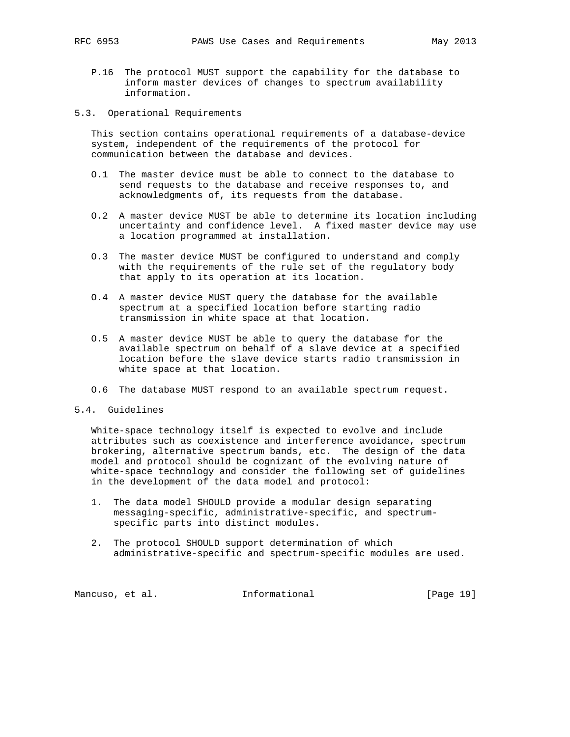P.16 The protocol MUST support the capability for the database to inform master devices of changes to spectrum availability information.

### 5.3. Operational Requirements

This section contains operational requirements of a database-device system, independent of the requirements of the protocol for communication between the database and devices.

O.1 The master device must be able to connect to the database to send requests to the database and receive responses to, and acknowledgments of, its requests from the database.

O.2 A master device MUST be able to determine its location including uncertainty and confidence level. A fixed master device may use a location programmed at installation.

O.3 The master device MUST be configured to understand and comply with the requirements of the rule set of the regulatory body that apply to its operation at its location.

O.4 A master device MUST query the database for the available spectrum at a specified location before starting radio transmission in white space at that location.

O.5 A master device MUST be able to query the database for the available spectrum on behalf of a slave device at a specified location before the slave device starts radio transmission in white space at that location.

O.6 The database MUST respond to an available spectrum request.

### 5.4. Guidelines

White-space technology itself is expected to evolve and include attributes such as coexistence and interference avoidance, spectrum brokering, alternative spectrum bands, etc. The design of the data model and protocol should be cognizant of the evolving nature of white-space technology and consider the following set of guidelines in the development of the data model and protocol:

1. The data model SHOULD provide a modular design separating messaging-specific, administrative-specific, and spectrum-specific parts into distinct modules.

2. The protocol SHOULD support determination of which administrative-specific and spectrum-specific modules are used.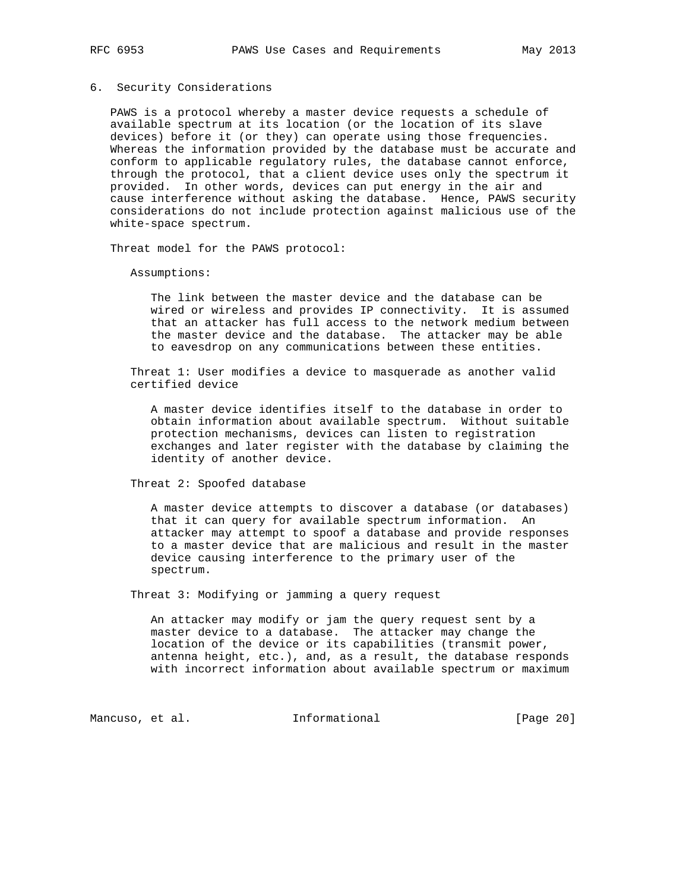## 6. Security Considerations

PAWS is a protocol whereby a master device requests a schedule of available spectrum at its location (or the location of its slave devices) before it (or they) can operate using those frequencies. Whereas the information provided by the database must be accurate and conform to applicable regulatory rules, the database cannot enforce, through the protocol, that a client device uses only the spectrum it provided. In other words, devices can put energy in the air and cause interference without asking the database. Hence, PAWS security considerations do not include protection against malicious use of the white-space spectrum.

Threat model for the PAWS protocol:

Assumptions:

The link between the master device and the database can be wired or wireless and provides IP connectivity. It is assumed that an attacker has full access to the network medium between the master device and the database. The attacker may be able to eavesdrop on any communications between these entities.

Threat 1: User modifies a device to masquerade as another valid certified device

A master device identifies itself to the database in order to obtain information about available spectrum. Without suitable protection mechanisms, devices can listen to registration exchanges and later register with the database by claiming the identity of another device.

Threat 2: Spoofed database

A master device attempts to discover a database (or databases) that it can query for available spectrum information. An attacker may attempt to spoof a database and provide responses to a master device that are malicious and result in the master device causing interference to the primary user of the spectrum.

Threat 3: Modifying or jamming a query request

An attacker may modify or jam the query request sent by a master device to a database. The attacker may change the location of the device or its capabilities (transmit power, antenna height, etc.), and, as a result, the database responds with incorrect information about available spectrum or maximum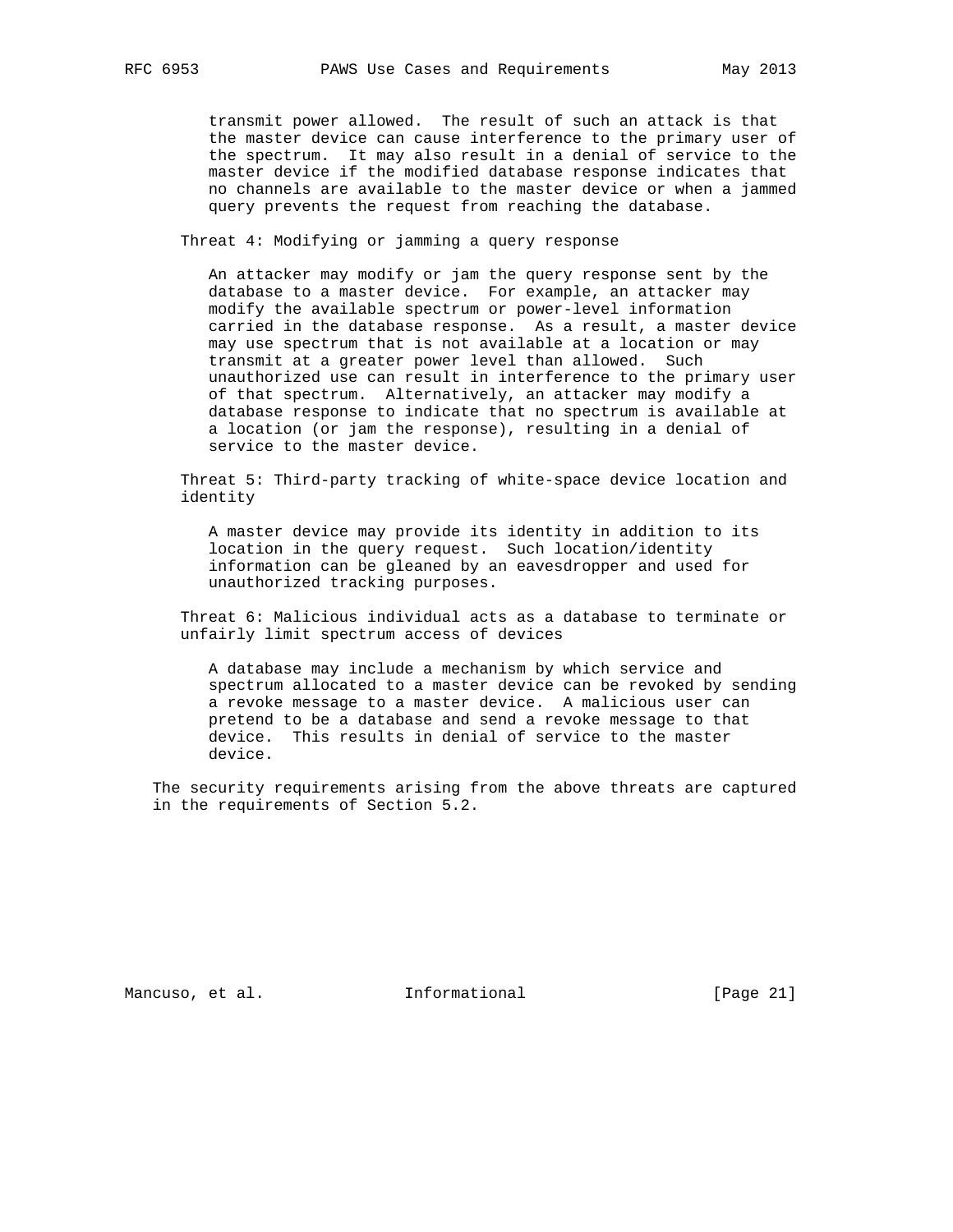transmit power allowed. The result of such an attack is that the master device can cause interference to the primary user of the spectrum. It may also result in a denial of service to the master device if the modified database response indicates that no channels are available to the master device or when a jammed query prevents the request from reaching the database.

Threat 4: Modifying or jamming a query response

An attacker may modify or jam the query response sent by the database to a master device. For example, an attacker may modify the available spectrum or power-level information carried in the database response. As a result, a master device may use spectrum that is not available at a location or may transmit at a greater power level than allowed. Such unauthorized use can result in interference to the primary user of that spectrum. Alternatively, an attacker may modify a database response to indicate that no spectrum is available at a location (or jam the response), resulting in a denial of service to the master device.

Threat 5: Third-party tracking of white-space device location and identity

A master device may provide its identity in addition to its location in the query request. Such location/identity information can be gleaned by an eavesdropper and used for unauthorized tracking purposes.

Threat 6: Malicious individual acts as a database to terminate or unfairly limit spectrum access of devices

A database may include a mechanism by which service and spectrum allocated to a master device can be revoked by sending a revoke message to a master device. A malicious user can pretend to be a database and send a revoke message to that device. This results in denial of service to the master device.

The security requirements arising from the above threats are captured in the requirements of Section 5.2.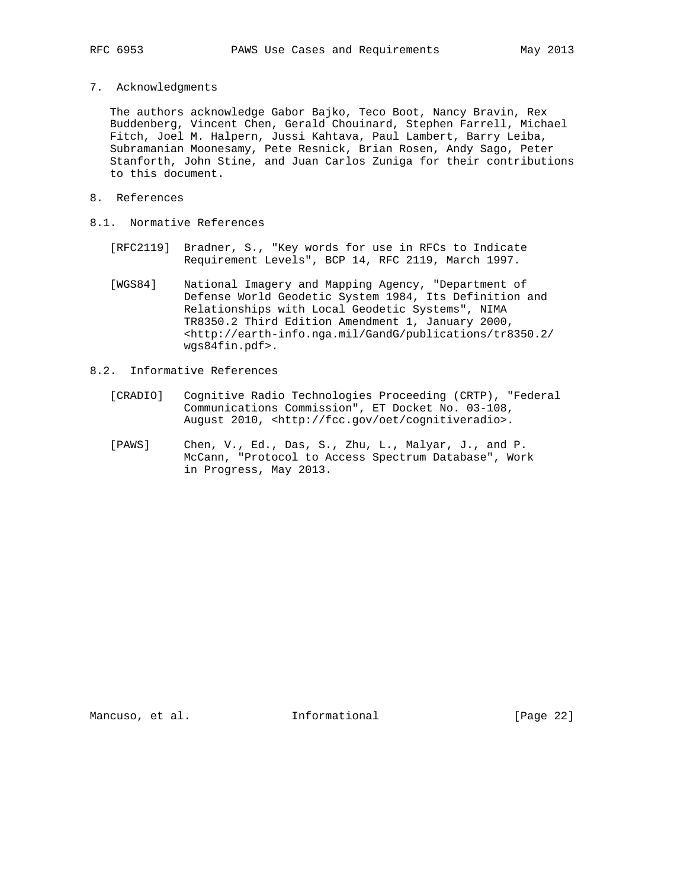## 7. Acknowledgments

The authors acknowledge Gabor Bajko, Teco Boot, Nancy Bravin, Rex Buddenberg, Vincent Chen, Gerald Chouinard, Stephen Farrell, Michael Fitch, Joel M. Halpern, Jussi Kahtava, Paul Lambert, Barry Leiba, Subramanian Moonesamy, Pete Resnick, Brian Rosen, Andy Sago, Peter Stanforth, John Stine, and Juan Carlos Zuniga for their contributions to this document.

## 8. References

### 8.1. Normative References

[RFC2119] Bradner, S., "Key words for use in RFCs to Indicate Requirement Levels", BCP 14, RFC 2119, March 1997.

[WGS84] National Imagery and Mapping Agency, "Department of Defense World Geodetic System 1984, Its Definition and Relationships with Local Geodetic Systems", NIMA TR8350.2 Third Edition Amendment 1, January 2000, <http://earth-info.nga.mil/GandG/publications/tr8350.2/wgs84fin.pdf>.

### 8.2. Informative References

[CRADIO] Cognitive Radio Technologies Proceeding (CRTP), "Federal Communications Commission", ET Docket No. 03-108, August 2010, <http://fcc.gov/oet/cognitiveradio>.

[PAWS] Chen, V., Ed., Das, S., Zhu, L., Malyar, J., and P. McCann, "Protocol to Access Spectrum Database", Work in Progress, May 2013.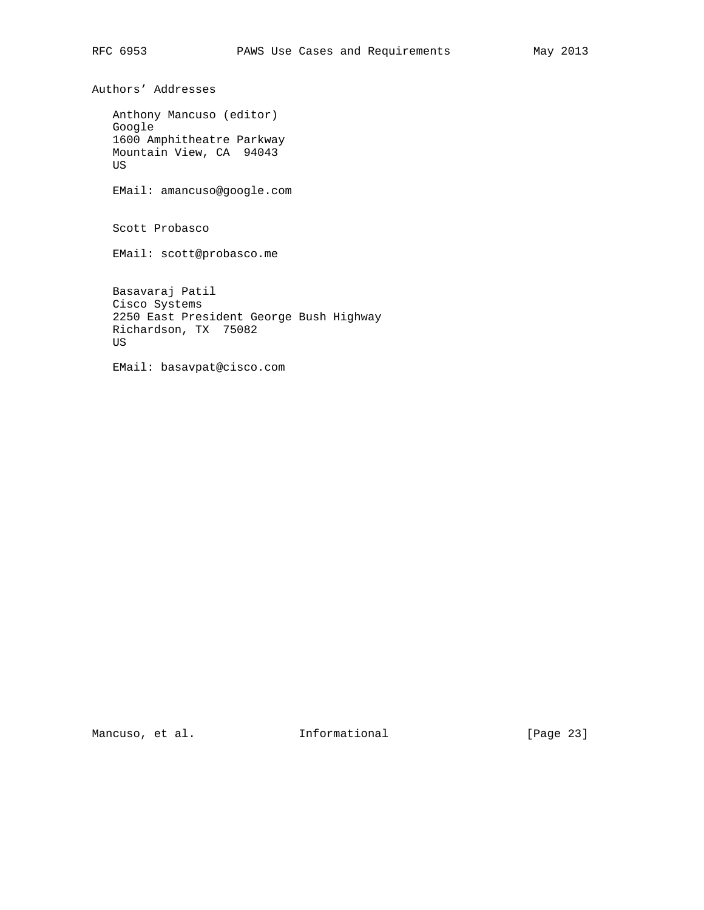## Authors' Addresses

Anthony Mancuso (editor)
Google
1600 Amphitheatre Parkway
Mountain View, CA  94043
US

EMail: amancuso@google.com

Scott Probasco

EMail: scott@probasco.me

Basavaraj Patil
Cisco Systems
2250 East President George Bush Highway
Richardson, TX  75082
US

EMail: basavpat@cisco.com